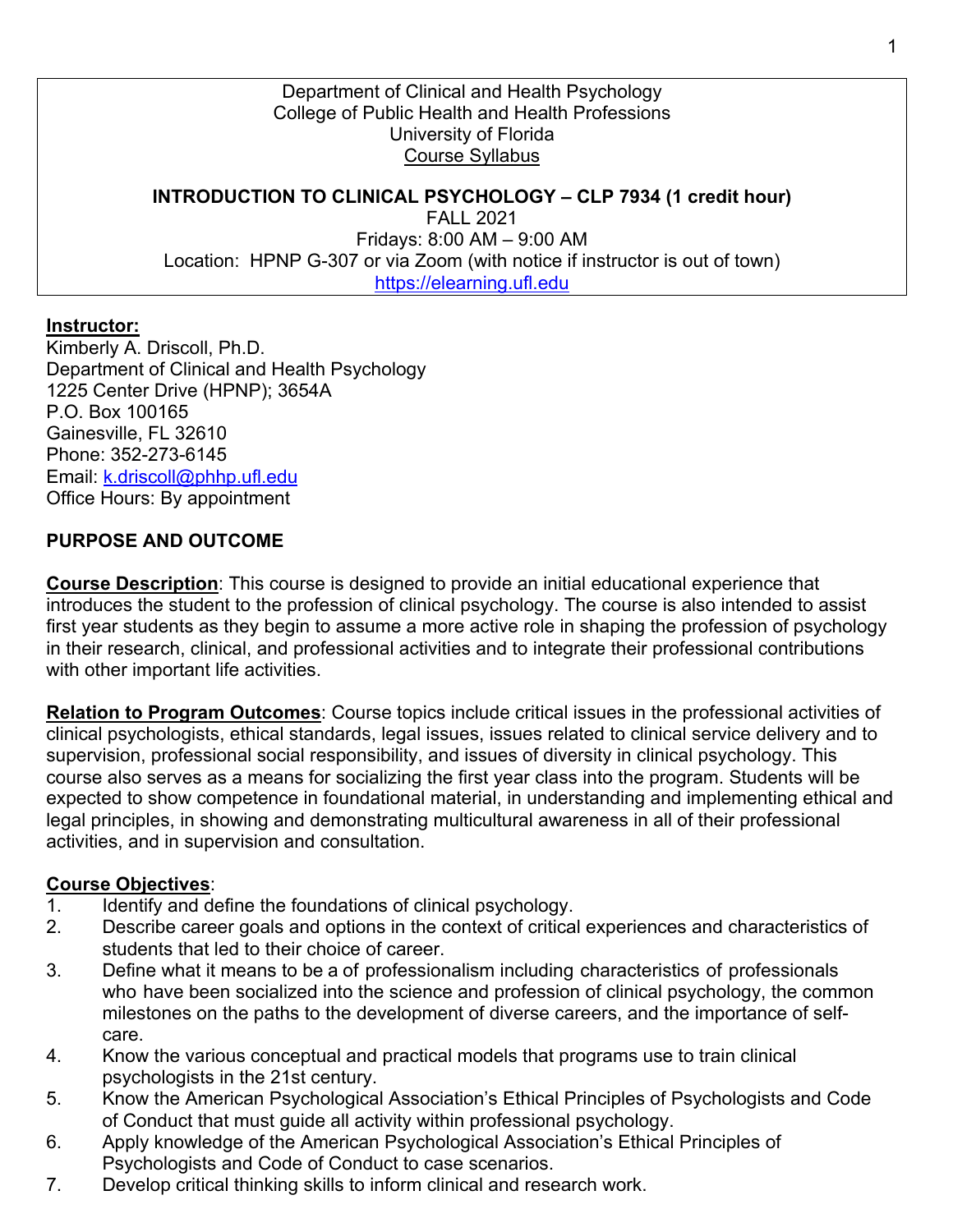Department of Clinical and Health Psychology
College of Public Health and Health Professions
University of Florida
Course Syllabus

**INTRODUCTION TO CLINICAL PSYCHOLOGY – CLP 7934 (1 credit hour)**
FALL 2021
Fridays: 8:00 AM – 9:00 AM
Location: HPNP G-307 or via Zoom (with notice if instructor is out of town)
https://elearning.ufl.edu

**Instructor:**
Kimberly A. Driscoll, Ph.D.
Department of Clinical and Health Psychology
1225 Center Drive (HPNP); 3654A
P.O. Box 100165
Gainesville, FL 32610
Phone: 352-273-6145
Email: k.driscoll@phhp.ufl.edu
Office Hours: By appointment

## PURPOSE AND OUTCOME

**Course Description**: This course is designed to provide an initial educational experience that introduces the student to the profession of clinical psychology. The course is also intended to assist first year students as they begin to assume a more active role in shaping the profession of psychology in their research, clinical, and professional activities and to integrate their professional contributions with other important life activities.

**Relation to Program Outcomes**: Course topics include critical issues in the professional activities of clinical psychologists, ethical standards, legal issues, issues related to clinical service delivery and to supervision, professional social responsibility, and issues of diversity in clinical psychology. This course also serves as a means for socializing the first year class into the program. Students will be expected to show competence in foundational material, in understanding and implementing ethical and legal principles, in showing and demonstrating multicultural awareness in all of their professional activities, and in supervision and consultation.

**Course Objectives**:

1. Identify and define the foundations of clinical psychology.
2. Describe career goals and options in the context of critical experiences and characteristics of students that led to their choice of career.
3. Define what it means to be a of professionalism including characteristics of professionals who have been socialized into the science and profession of clinical psychology, the common milestones on the paths to the development of diverse careers, and the importance of self-care.
4. Know the various conceptual and practical models that programs use to train clinical psychologists in the 21st century.
5. Know the American Psychological Association's Ethical Principles of Psychologists and Code of Conduct that must guide all activity within professional psychology.
6. Apply knowledge of the American Psychological Association's Ethical Principles of Psychologists and Code of Conduct to case scenarios.
7. Develop critical thinking skills to inform clinical and research work.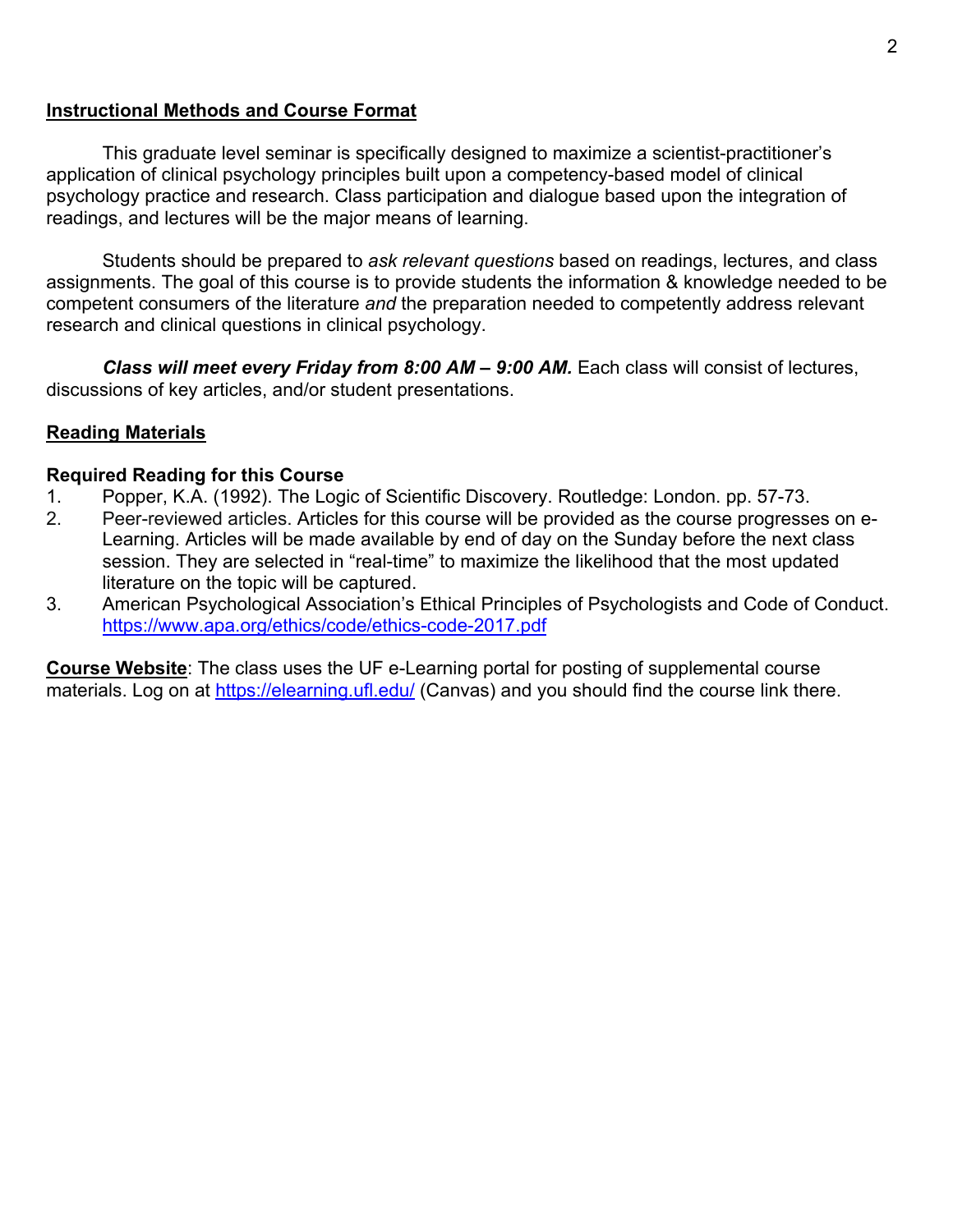## Instructional Methods and Course Format

This graduate level seminar is specifically designed to maximize a scientist-practitioner's application of clinical psychology principles built upon a competency-based model of clinical psychology practice and research. Class participation and dialogue based upon the integration of readings, and lectures will be the major means of learning.

Students should be prepared to *ask relevant questions* based on readings, lectures, and class assignments. The goal of this course is to provide students the information & knowledge needed to be competent consumers of the literature *and* the preparation needed to competently address relevant research and clinical questions in clinical psychology.

***Class will meet every Friday from 8:00 AM – 9:00 AM.*** Each class will consist of lectures, discussions of key articles, and/or student presentations.

## Reading Materials

**Required Reading for this Course**

1. Popper, K.A. (1992). The Logic of Scientific Discovery. Routledge: London. pp. 57-73.
2. Peer-reviewed articles. Articles for this course will be provided as the course progresses on e-Learning. Articles will be made available by end of day on the Sunday before the next class session. They are selected in "real-time" to maximize the likelihood that the most updated literature on the topic will be captured.
3. American Psychological Association's Ethical Principles of Psychologists and Code of Conduct. https://www.apa.org/ethics/code/ethics-code-2017.pdf

**Course Website**: The class uses the UF e-Learning portal for posting of supplemental course materials. Log on at https://elearning.ufl.edu/ (Canvas) and you should find the course link there.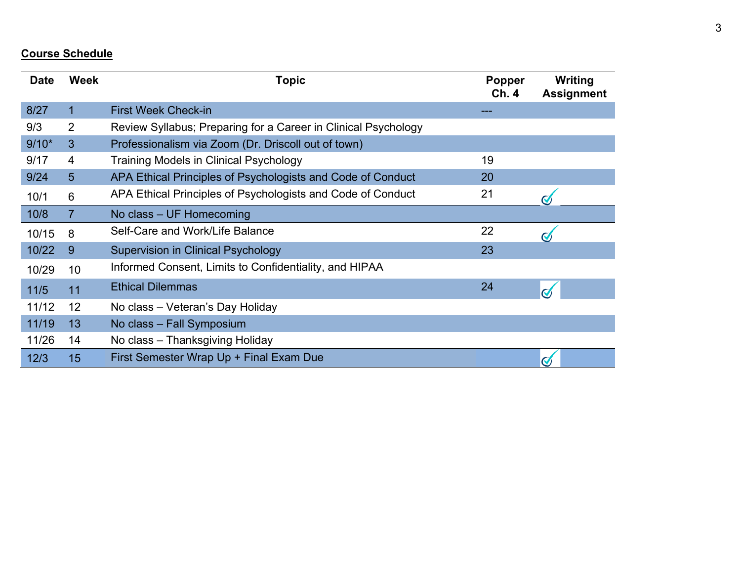**Course Schedule**

| Date | Week | Topic | Popper Ch. 4 | Writing Assignment |
|---|---|---|---|---|
| 8/27 | 1 | First Week Check-in | --- | |
| 9/3 | 2 | Review Syllabus; Preparing for a Career in Clinical Psychology | | |
| 9/10* | 3 | Professionalism via Zoom (Dr. Driscoll out of town) | | |
| 9/17 | 4 | Training Models in Clinical Psychology | 19 | |
| 9/24 | 5 | APA Ethical Principles of Psychologists and Code of Conduct | 20 | |
| 10/1 | 6 | APA Ethical Principles of Psychologists and Code of Conduct | 21 | ✓ |
| 10/8 | 7 | No class – UF Homecoming | | |
| 10/15 | 8 | Self-Care and Work/Life Balance | 22 | ✓ |
| 10/22 | 9 | Supervision in Clinical Psychology | 23 | |
| 10/29 | 10 | Informed Consent, Limits to Confidentiality, and HIPAA | | |
| 11/5 | 11 | Ethical Dilemmas | 24 | ✓ |
| 11/12 | 12 | No class – Veteran's Day Holiday | | |
| 11/19 | 13 | No class – Fall Symposium | | |
| 11/26 | 14 | No class – Thanksgiving Holiday | | |
| 12/3 | 15 | First Semester Wrap Up + Final Exam Due | | ✓ |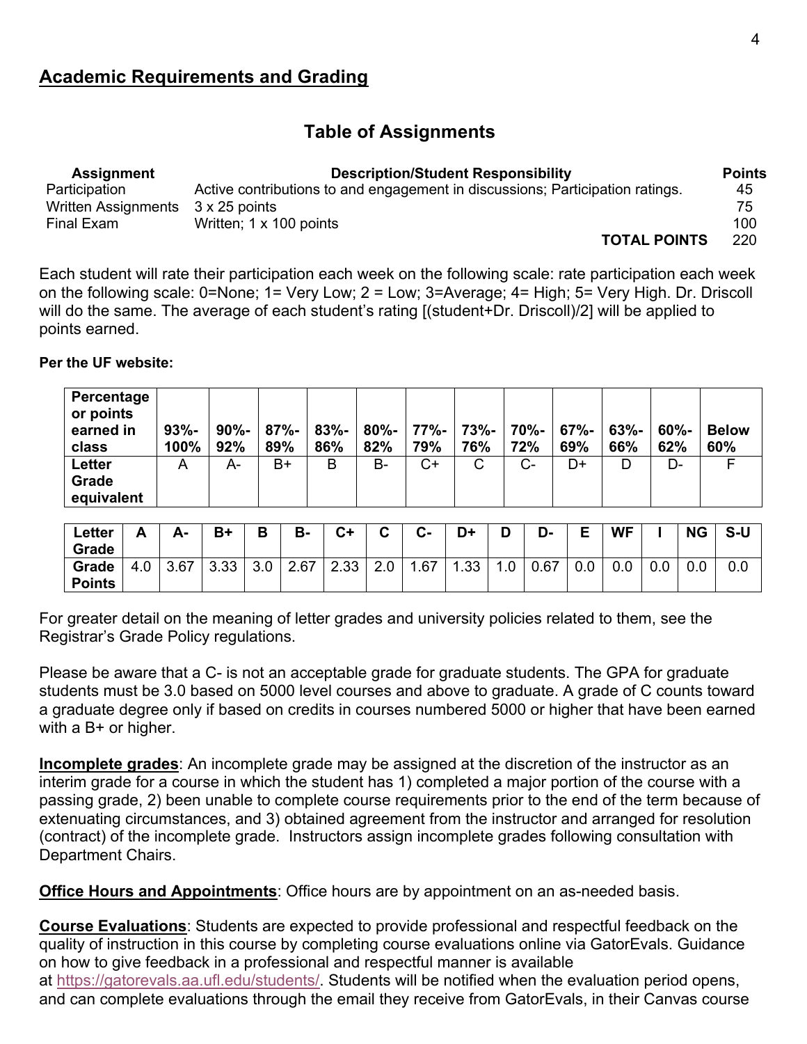## Academic Requirements and Grading

### Table of Assignments

| Assignment | Description/Student Responsibility | Points |
|---|---|---|
| Participation | Active contributions to and engagement in discussions; Participation ratings. | 45 |
| Written Assignments | 3 x 25 points | 75 |
| Final Exam | Written; 1 x 100 points | 100 |
| | **TOTAL POINTS** | 220 |

Each student will rate their participation each week on the following scale: rate participation each week on the following scale: 0=None; 1= Very Low; 2 = Low; 3=Average; 4= High; 5= Very High. Dr. Driscoll will do the same. The average of each student's rating [(student+Dr. Driscoll)/2] will be applied to points earned.

**Per the UF website:**

| Percentage or points earned in class | 93%-100% | 90%-92% | 87%-89% | 83%-86% | 80%-82% | 77%-79% | 73%-76% | 70%-72% | 67%-69% | 63%-66% | 60%-62% | Below 60% |
|---|---|---|---|---|---|---|---|---|---|---|---|---|
| Letter Grade equivalent | A | A- | B+ | B | B- | C+ | C | C- | D+ | D | D- | F |

| Letter Grade | A | A- | B+ | B | B- | C+ | C | C- | D+ | D | D- | E | WF | I | NG | S-U |
|---|---|---|---|---|---|---|---|---|---|---|---|---|---|---|---|---|
| Grade Points | 4.0 | 3.67 | 3.33 | 3.0 | 2.67 | 2.33 | 2.0 | 1.67 | 1.33 | 1.0 | 0.67 | 0.0 | 0.0 | 0.0 | 0.0 | 0.0 |

For greater detail on the meaning of letter grades and university policies related to them, see the Registrar's Grade Policy regulations.

Please be aware that a C- is not an acceptable grade for graduate students. The GPA for graduate students must be 3.0 based on 5000 level courses and above to graduate. A grade of C counts toward a graduate degree only if based on credits in courses numbered 5000 or higher that have been earned with a B+ or higher.

**Incomplete grades**: An incomplete grade may be assigned at the discretion of the instructor as an interim grade for a course in which the student has 1) completed a major portion of the course with a passing grade, 2) been unable to complete course requirements prior to the end of the term because of extenuating circumstances, and 3) obtained agreement from the instructor and arranged for resolution (contract) of the incomplete grade. Instructors assign incomplete grades following consultation with Department Chairs.

**Office Hours and Appointments**: Office hours are by appointment on an as-needed basis.

**Course Evaluations**: Students are expected to provide professional and respectful feedback on the quality of instruction in this course by completing course evaluations online via GatorEvals. Guidance on how to give feedback in a professional and respectful manner is available at https://gatorevals.aa.ufl.edu/students/. Students will be notified when the evaluation period opens, and can complete evaluations through the email they receive from GatorEvals, in their Canvas course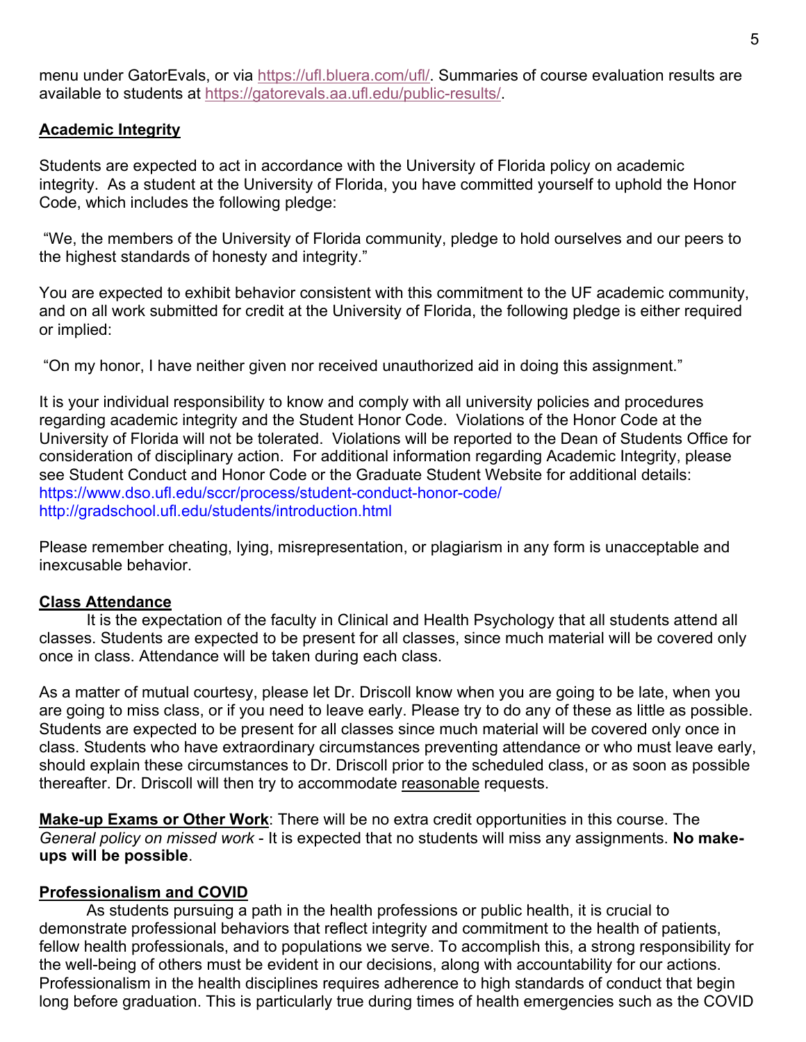menu under GatorEvals, or via https://ufl.bluera.com/ufl/. Summaries of course evaluation results are available to students at https://gatorevals.aa.ufl.edu/public-results/.

## Academic Integrity

Students are expected to act in accordance with the University of Florida policy on academic integrity. As a student at the University of Florida, you have committed yourself to uphold the Honor Code, which includes the following pledge:

"We, the members of the University of Florida community, pledge to hold ourselves and our peers to the highest standards of honesty and integrity."

You are expected to exhibit behavior consistent with this commitment to the UF academic community, and on all work submitted for credit at the University of Florida, the following pledge is either required or implied:

"On my honor, I have neither given nor received unauthorized aid in doing this assignment."

It is your individual responsibility to know and comply with all university policies and procedures regarding academic integrity and the Student Honor Code. Violations of the Honor Code at the University of Florida will not be tolerated. Violations will be reported to the Dean of Students Office for consideration of disciplinary action. For additional information regarding Academic Integrity, please see Student Conduct and Honor Code or the Graduate Student Website for additional details:
https://www.dso.ufl.edu/sccr/process/student-conduct-honor-code/
http://gradschool.ufl.edu/students/introduction.html

Please remember cheating, lying, misrepresentation, or plagiarism in any form is unacceptable and inexcusable behavior.

## Class Attendance

It is the expectation of the faculty in Clinical and Health Psychology that all students attend all classes. Students are expected to be present for all classes, since much material will be covered only once in class. Attendance will be taken during each class.

As a matter of mutual courtesy, please let Dr. Driscoll know when you are going to be late, when you are going to miss class, or if you need to leave early. Please try to do any of these as little as possible. Students are expected to be present for all classes since much material will be covered only once in class. Students who have extraordinary circumstances preventing attendance or who must leave early, should explain these circumstances to Dr. Driscoll prior to the scheduled class, or as soon as possible thereafter. Dr. Driscoll will then try to accommodate reasonable requests.

**Make-up Exams or Other Work**: There will be no extra credit opportunities in this course. The *General policy on missed work* - It is expected that no students will miss any assignments. **No make-ups will be possible**.

## Professionalism and COVID

As students pursuing a path in the health professions or public health, it is crucial to demonstrate professional behaviors that reflect integrity and commitment to the health of patients, fellow health professionals, and to populations we serve. To accomplish this, a strong responsibility for the well-being of others must be evident in our decisions, along with accountability for our actions. Professionalism in the health disciplines requires adherence to high standards of conduct that begin long before graduation. This is particularly true during times of health emergencies such as the COVID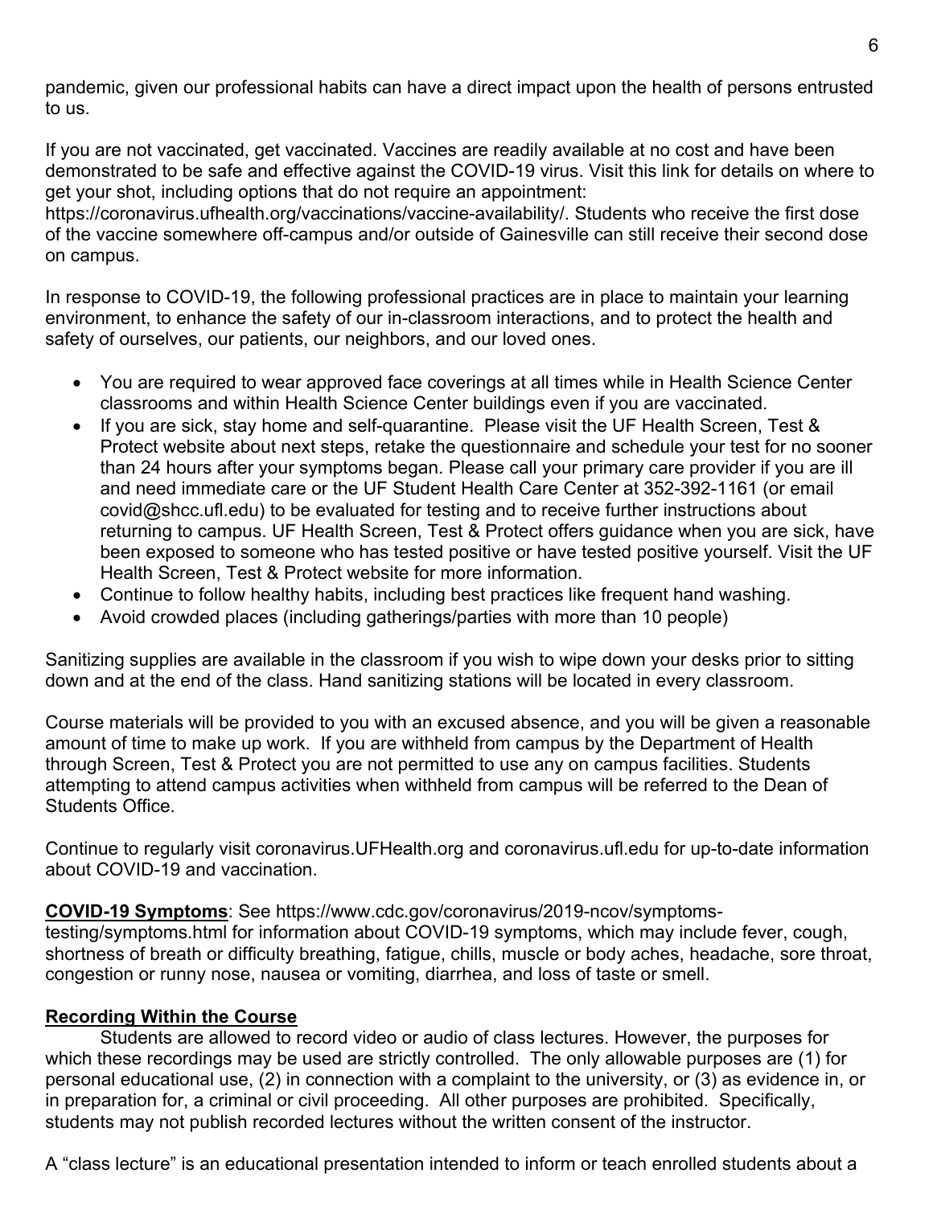pandemic, given our professional habits can have a direct impact upon the health of persons entrusted to us.

If you are not vaccinated, get vaccinated. Vaccines are readily available at no cost and have been demonstrated to be safe and effective against the COVID-19 virus. Visit this link for details on where to get your shot, including options that do not require an appointment: https://coronavirus.ufhealth.org/vaccinations/vaccine-availability/. Students who receive the first dose of the vaccine somewhere off-campus and/or outside of Gainesville can still receive their second dose on campus.

In response to COVID-19, the following professional practices are in place to maintain your learning environment, to enhance the safety of our in-classroom interactions, and to protect the health and safety of ourselves, our patients, our neighbors, and our loved ones.

- You are required to wear approved face coverings at all times while in Health Science Center classrooms and within Health Science Center buildings even if you are vaccinated.
- If you are sick, stay home and self-quarantine. Please visit the UF Health Screen, Test & Protect website about next steps, retake the questionnaire and schedule your test for no sooner than 24 hours after your symptoms began. Please call your primary care provider if you are ill and need immediate care or the UF Student Health Care Center at 352-392-1161 (or email covid@shcc.ufl.edu) to be evaluated for testing and to receive further instructions about returning to campus. UF Health Screen, Test & Protect offers guidance when you are sick, have been exposed to someone who has tested positive or have tested positive yourself. Visit the UF Health Screen, Test & Protect website for more information.
- Continue to follow healthy habits, including best practices like frequent hand washing.
- Avoid crowded places (including gatherings/parties with more than 10 people)

Sanitizing supplies are available in the classroom if you wish to wipe down your desks prior to sitting down and at the end of the class. Hand sanitizing stations will be located in every classroom.

Course materials will be provided to you with an excused absence, and you will be given a reasonable amount of time to make up work. If you are withheld from campus by the Department of Health through Screen, Test & Protect you are not permitted to use any on campus facilities. Students attempting to attend campus activities when withheld from campus will be referred to the Dean of Students Office.

Continue to regularly visit coronavirus.UFHealth.org and coronavirus.ufl.edu for up-to-date information about COVID-19 and vaccination.

**COVID-19 Symptoms**: See https://www.cdc.gov/coronavirus/2019-ncov/symptoms-testing/symptoms.html for information about COVID-19 symptoms, which may include fever, cough, shortness of breath or difficulty breathing, fatigue, chills, muscle or body aches, headache, sore throat, congestion or runny nose, nausea or vomiting, diarrhea, and loss of taste or smell.

**Recording Within the Course**

Students are allowed to record video or audio of class lectures. However, the purposes for which these recordings may be used are strictly controlled. The only allowable purposes are (1) for personal educational use, (2) in connection with a complaint to the university, or (3) as evidence in, or in preparation for, a criminal or civil proceeding. All other purposes are prohibited. Specifically, students may not publish recorded lectures without the written consent of the instructor.

A "class lecture" is an educational presentation intended to inform or teach enrolled students about a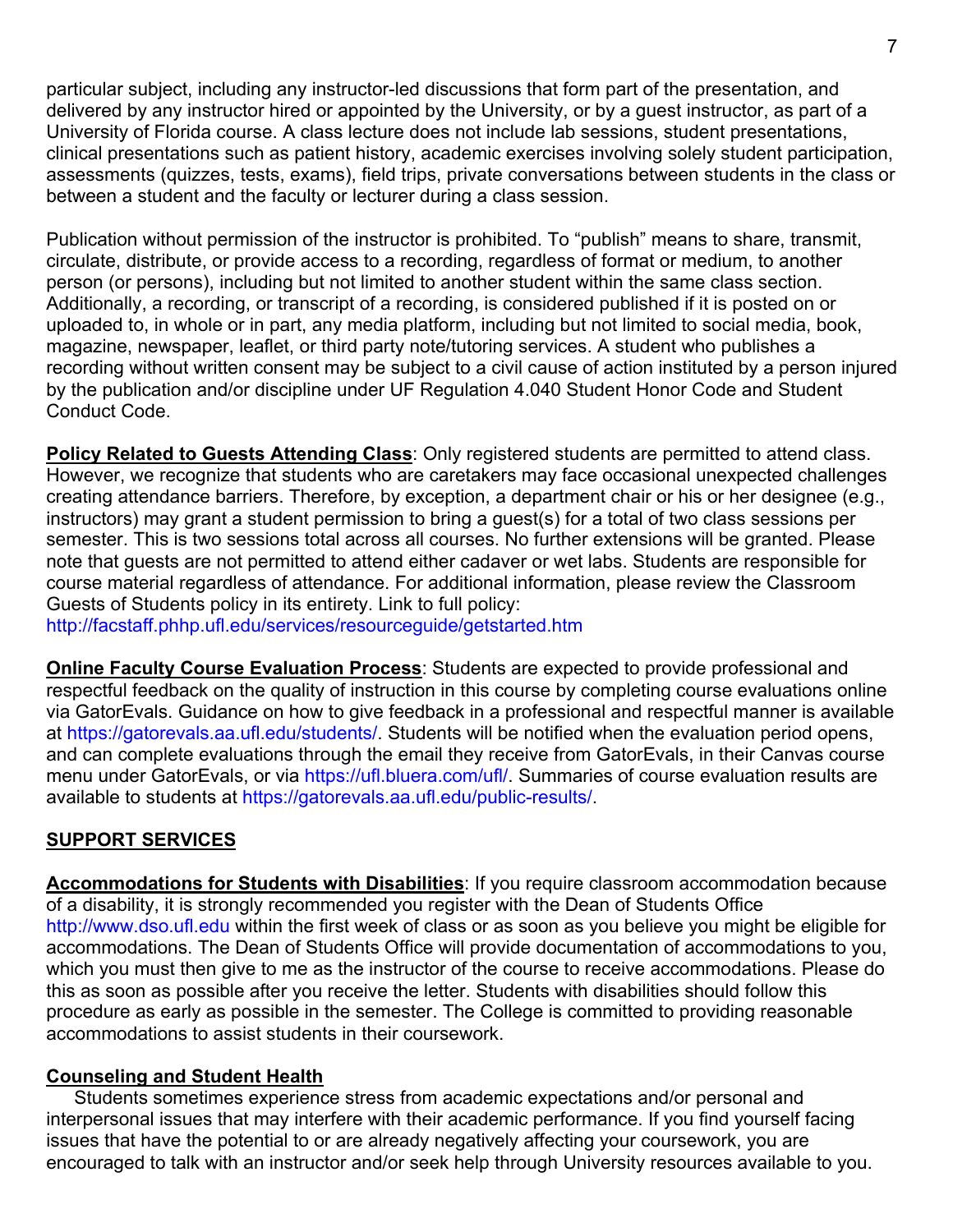particular subject, including any instructor-led discussions that form part of the presentation, and delivered by any instructor hired or appointed by the University, or by a guest instructor, as part of a University of Florida course. A class lecture does not include lab sessions, student presentations, clinical presentations such as patient history, academic exercises involving solely student participation, assessments (quizzes, tests, exams), field trips, private conversations between students in the class or between a student and the faculty or lecturer during a class session.

Publication without permission of the instructor is prohibited. To "publish" means to share, transmit, circulate, distribute, or provide access to a recording, regardless of format or medium, to another person (or persons), including but not limited to another student within the same class section. Additionally, a recording, or transcript of a recording, is considered published if it is posted on or uploaded to, in whole or in part, any media platform, including but not limited to social media, book, magazine, newspaper, leaflet, or third party note/tutoring services. A student who publishes a recording without written consent may be subject to a civil cause of action instituted by a person injured by the publication and/or discipline under UF Regulation 4.040 Student Honor Code and Student Conduct Code.

**Policy Related to Guests Attending Class**: Only registered students are permitted to attend class. However, we recognize that students who are caretakers may face occasional unexpected challenges creating attendance barriers. Therefore, by exception, a department chair or his or her designee (e.g., instructors) may grant a student permission to bring a guest(s) for a total of two class sessions per semester. This is two sessions total across all courses. No further extensions will be granted. Please note that guests are not permitted to attend either cadaver or wet labs. Students are responsible for course material regardless of attendance. For additional information, please review the Classroom Guests of Students policy in its entirety. Link to full policy: http://facstaff.phhp.ufl.edu/services/resourceguide/getstarted.htm

**Online Faculty Course Evaluation Process**: Students are expected to provide professional and respectful feedback on the quality of instruction in this course by completing course evaluations online via GatorEvals. Guidance on how to give feedback in a professional and respectful manner is available at https://gatorevals.aa.ufl.edu/students/. Students will be notified when the evaluation period opens, and can complete evaluations through the email they receive from GatorEvals, in their Canvas course menu under GatorEvals, or via https://ufl.bluera.com/ufl/. Summaries of course evaluation results are available to students at https://gatorevals.aa.ufl.edu/public-results/.

## SUPPORT SERVICES

**Accommodations for Students with Disabilities**: If you require classroom accommodation because of a disability, it is strongly recommended you register with the Dean of Students Office http://www.dso.ufl.edu within the first week of class or as soon as you believe you might be eligible for accommodations. The Dean of Students Office will provide documentation of accommodations to you, which you must then give to me as the instructor of the course to receive accommodations. Please do this as soon as possible after you receive the letter. Students with disabilities should follow this procedure as early as possible in the semester. The College is committed to providing reasonable accommodations to assist students in their coursework.

**Counseling and Student Health**

Students sometimes experience stress from academic expectations and/or personal and interpersonal issues that may interfere with their academic performance. If you find yourself facing issues that have the potential to or are already negatively affecting your coursework, you are encouraged to talk with an instructor and/or seek help through University resources available to you.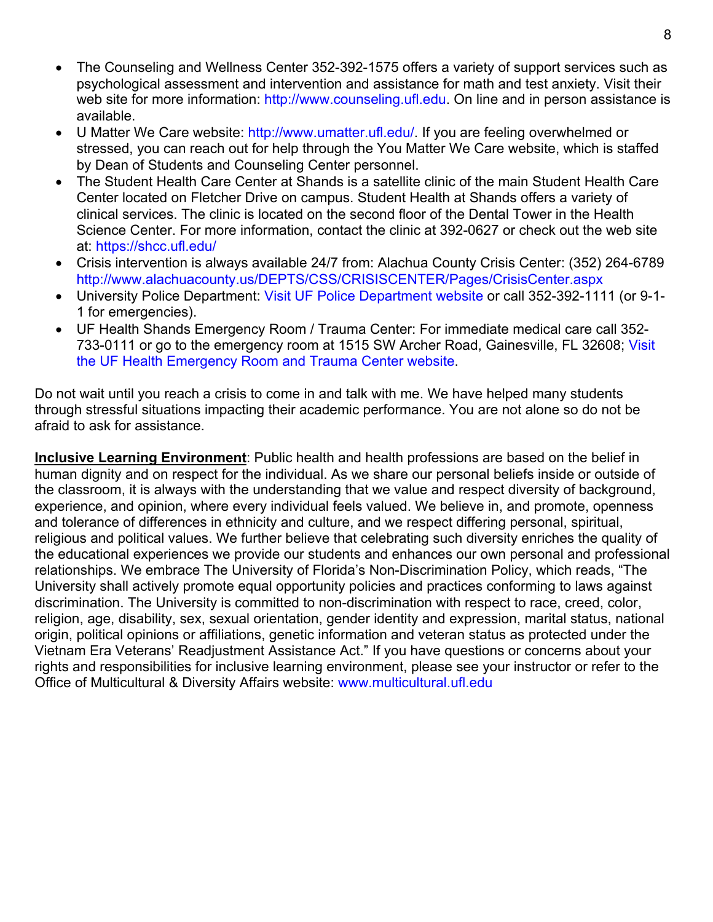- The Counseling and Wellness Center 352-392-1575 offers a variety of support services such as psychological assessment and intervention and assistance for math and test anxiety. Visit their web site for more information: http://www.counseling.ufl.edu. On line and in person assistance is available.
- U Matter We Care website: http://www.umatter.ufl.edu/. If you are feeling overwhelmed or stressed, you can reach out for help through the You Matter We Care website, which is staffed by Dean of Students and Counseling Center personnel.
- The Student Health Care Center at Shands is a satellite clinic of the main Student Health Care Center located on Fletcher Drive on campus. Student Health at Shands offers a variety of clinical services. The clinic is located on the second floor of the Dental Tower in the Health Science Center. For more information, contact the clinic at 392-0627 or check out the web site at: https://shcc.ufl.edu/
- Crisis intervention is always available 24/7 from: Alachua County Crisis Center: (352) 264-6789 http://www.alachuacounty.us/DEPTS/CSS/CRISISCENTER/Pages/CrisisCenter.aspx
- University Police Department: Visit UF Police Department website or call 352-392-1111 (or 9-1-1 for emergencies).
- UF Health Shands Emergency Room / Trauma Center: For immediate medical care call 352-733-0111 or go to the emergency room at 1515 SW Archer Road, Gainesville, FL 32608; Visit the UF Health Emergency Room and Trauma Center website.

Do not wait until you reach a crisis to come in and talk with me. We have helped many students through stressful situations impacting their academic performance. You are not alone so do not be afraid to ask for assistance.

**Inclusive Learning Environment**: Public health and health professions are based on the belief in human dignity and on respect for the individual. As we share our personal beliefs inside or outside of the classroom, it is always with the understanding that we value and respect diversity of background, experience, and opinion, where every individual feels valued. We believe in, and promote, openness and tolerance of differences in ethnicity and culture, and we respect differing personal, spiritual, religious and political values. We further believe that celebrating such diversity enriches the quality of the educational experiences we provide our students and enhances our own personal and professional relationships. We embrace The University of Florida's Non-Discrimination Policy, which reads, "The University shall actively promote equal opportunity policies and practices conforming to laws against discrimination. The University is committed to non-discrimination with respect to race, creed, color, religion, age, disability, sex, sexual orientation, gender identity and expression, marital status, national origin, political opinions or affiliations, genetic information and veteran status as protected under the Vietnam Era Veterans' Readjustment Assistance Act." If you have questions or concerns about your rights and responsibilities for inclusive learning environment, please see your instructor or refer to the Office of Multicultural & Diversity Affairs website: www.multicultural.ufl.edu